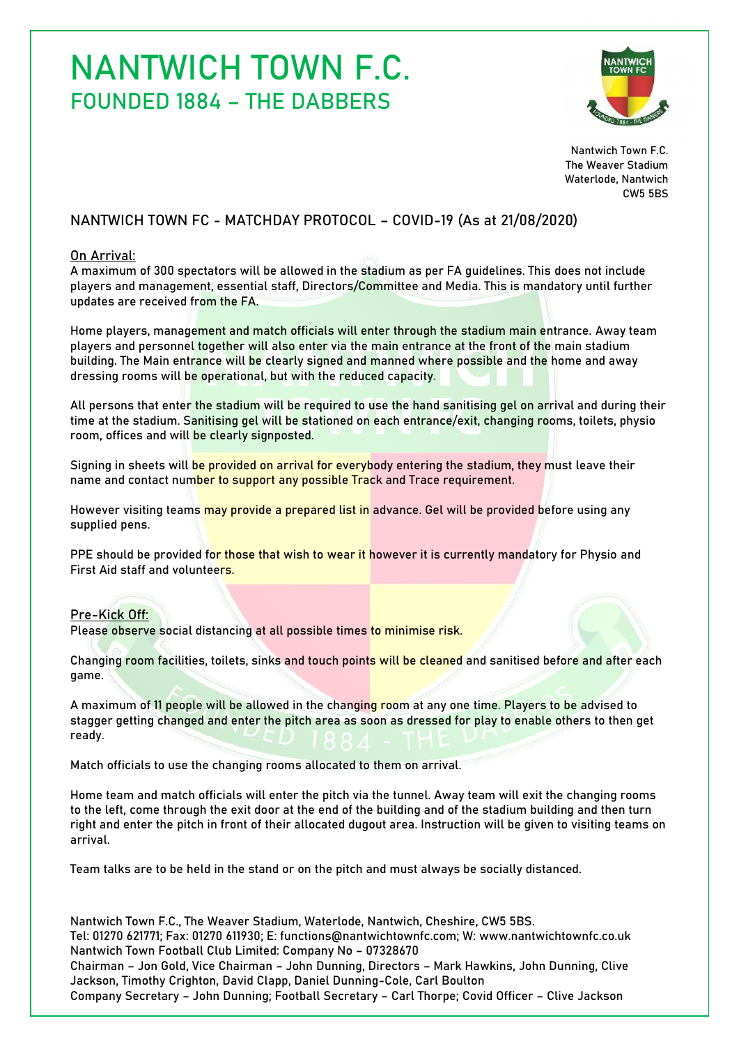# NANTWICH TOWN F.C.

## FOUNDED 1884 – THE DABBERS

Nantwich Town F.C.
The Weaver Stadium
Waterlode, Nantwich
CW5 5BS

### NANTWICH TOWN FC - MATCHDAY PROTOCOL – COVID-19 (As at 21/08/2020)

**On Arrival:**

A maximum of 300 spectators will be allowed in the stadium as per FA guidelines. This does not include players and management, essential staff, Directors/Committee and Media. This is mandatory until further updates are received from the FA.

Home players, management and match officials will enter through the stadium main entrance. Away team players and personnel together will also enter via the main entrance at the front of the main stadium building. The Main entrance will be clearly signed and manned where possible and the home and away dressing rooms will be operational, but with the reduced capacity.

All persons that enter the stadium will be required to use the hand sanitising gel on arrival and during their time at the stadium. Sanitising gel will be stationed on each entrance/exit, changing rooms, toilets, physio room, offices and will be clearly signposted.

Signing in sheets will be provided on arrival for everybody entering the stadium, they must leave their name and contact number to support any possible Track and Trace requirement.

However visiting teams may provide a prepared list in advance. Gel will be provided before using any supplied pens.

PPE should be provided for those that wish to wear it however it is currently mandatory for Physio and First Aid staff and volunteers.

**Pre-Kick Off:**

Please observe social distancing at all possible times to minimise risk.

Changing room facilities, toilets, sinks and touch points will be cleaned and sanitised before and after each game.

A maximum of 11 people will be allowed in the changing room at any one time. Players to be advised to stagger getting changed and enter the pitch area as soon as dressed for play to enable others to then get ready.

Match officials to use the changing rooms allocated to them on arrival.

Home team and match officials will enter the pitch via the tunnel. Away team will exit the changing rooms to the left, come through the exit door at the end of the building and of the stadium building and then turn right and enter the pitch in front of their allocated dugout area. Instruction will be given to visiting teams on arrival.

Team talks are to be held in the stand or on the pitch and must always be socially distanced.

Nantwich Town F.C., The Weaver Stadium, Waterlode, Nantwich, Cheshire, CW5 5BS.
Tel: 01270 621771; Fax: 01270 611930; E: functions@nantwichtownfc.com; W: www.nantwichtownfc.co.uk
Nantwich Town Football Club Limited: Company No – 07328670
Chairman – Jon Gold, Vice Chairman – John Dunning, Directors – Mark Hawkins, John Dunning, Clive Jackson, Timothy Crighton, David Clapp, Daniel Dunning-Cole, Carl Boulton
Company Secretary – John Dunning; Football Secretary – Carl Thorpe; Covid Officer – Clive Jackson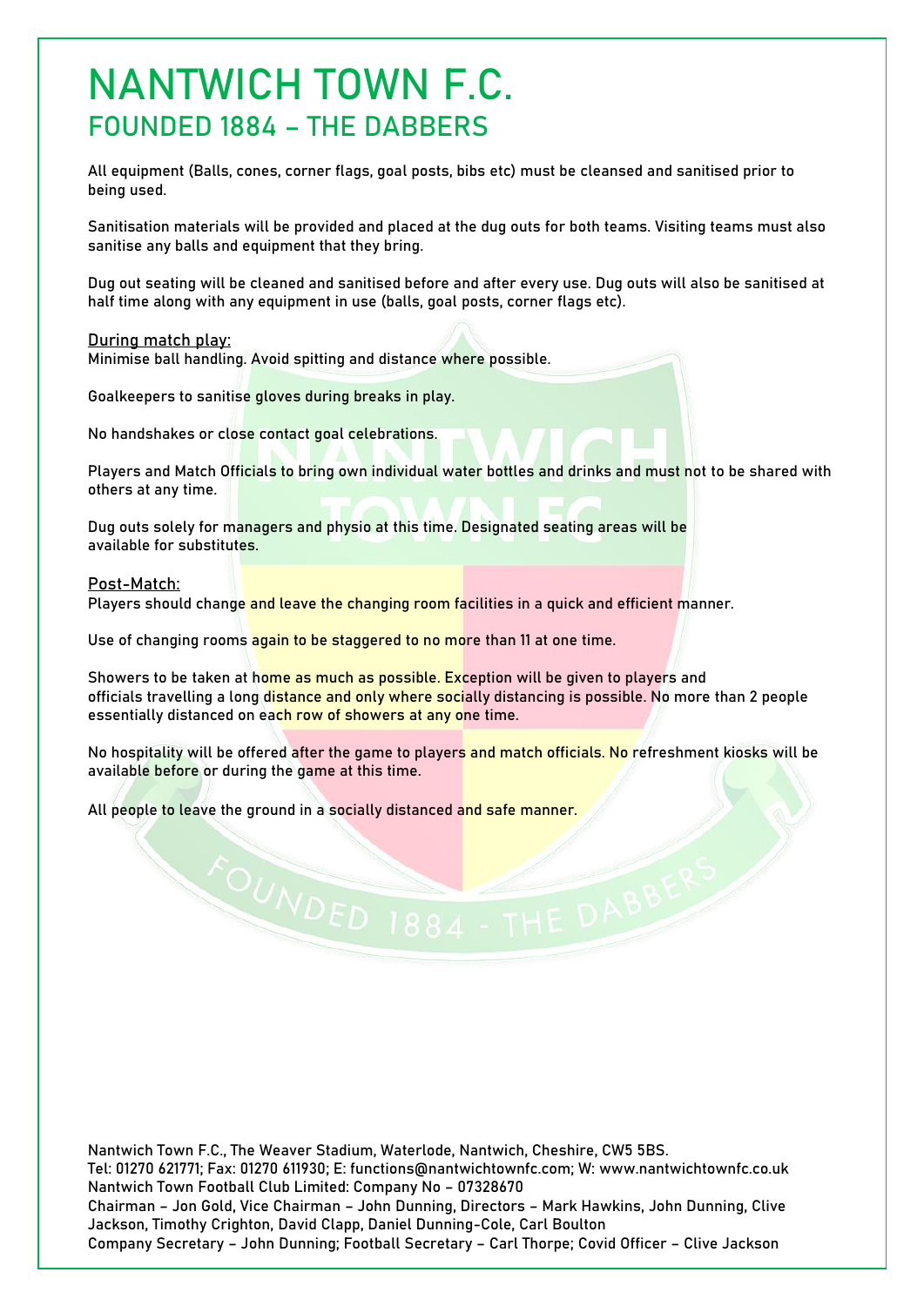# NANTWICH TOWN F.C.
## FOUNDED 1884 – THE DABBERS

All equipment (Balls, cones, corner flags, goal posts, bibs etc) must be cleansed and sanitised prior to being used.

Sanitisation materials will be provided and placed at the dug outs for both teams. Visiting teams must also sanitise any balls and equipment that they bring.

Dug out seating will be cleaned and sanitised before and after every use. Dug outs will also be sanitised at half time along with any equipment in use (balls, goal posts, corner flags etc).

<u>During match play:</u>
Minimise ball handling. Avoid spitting and distance where possible.

Goalkeepers to sanitise gloves during breaks in play.

No handshakes or close contact goal celebrations.

Players and Match Officials to bring own individual water bottles and drinks and must not to be shared with others at any time.

Dug outs solely for managers and physio at this time. Designated seating areas will be available for substitutes.

<u>Post-Match:</u>
Players should change and leave the changing room facilities in a quick and efficient manner.

Use of changing rooms again to be staggered to no more than 11 at one time.

Showers to be taken at home as much as possible. Exception will be given to players and officials travelling a long distance and only where socially distancing is possible. No more than 2 people essentially distanced on each row of showers at any one time.

No hospitality will be offered after the game to players and match officials. No refreshment kiosks will be available before or during the game at this time.

All people to leave the ground in a socially distanced and safe manner.

Nantwich Town F.C., The Weaver Stadium, Waterlode, Nantwich, Cheshire, CW5 5BS.
Tel: 01270 621771; Fax: 01270 611930; E: functions@nantwichtownfc.com; W: www.nantwichtownfc.co.uk
Nantwich Town Football Club Limited: Company No – 07328670
Chairman – Jon Gold, Vice Chairman – John Dunning, Directors – Mark Hawkins, John Dunning, Clive Jackson, Timothy Crighton, David Clapp, Daniel Dunning-Cole, Carl Boulton
Company Secretary – John Dunning; Football Secretary – Carl Thorpe; Covid Officer – Clive Jackson